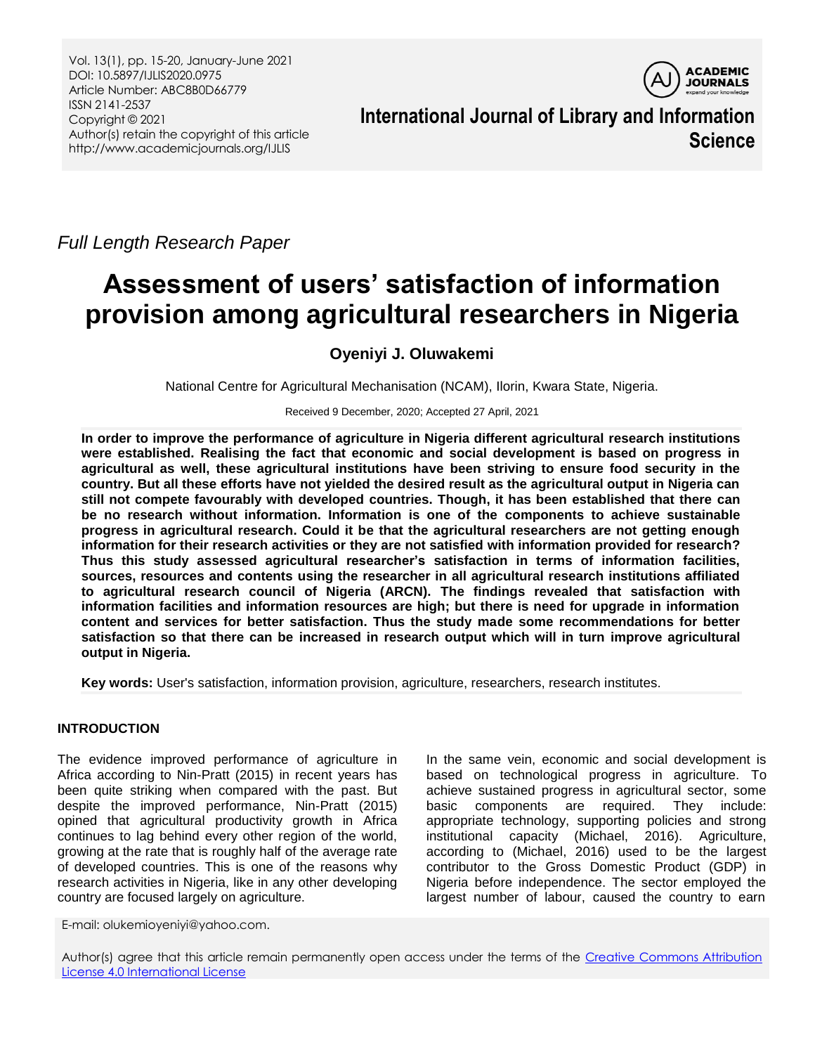*Full Length Research Paper*

# Assessment of users' satisfaction of information provision among agricultural researchers in Nigeria

**Oyeniyi J. Oluwakemi**

National Centre for Agricultural Mechanisation (NCAM), Ilorin, Kwara State, Nigeria.

Received 9 December, 2020; Accepted 27 April, 2021

**In order to improve the performance of agriculture in Nigeria different agricultural research institutions were established. Realising the fact that economic and social development is based on progress in agricultural as well, these agricultural institutions have been striving to ensure food security in the country. But all these efforts have not yielded the desired result as the agricultural output in Nigeria can still not compete favourably with developed countries. Though, it has been established that there can be no research without information. Information is one of the components to achieve sustainable progress in agricultural research. Could it be that the agricultural researchers are not getting enough information for their research activities or they are not satisfied with information provided for research? Thus this study assessed agricultural researcher's satisfaction in terms of information facilities, sources, resources and contents using the researcher in all agricultural research institutions affiliated to agricultural research council of Nigeria (ARCN). The findings revealed that satisfaction with information facilities and information resources are high; but there is need for upgrade in information content and services for better satisfaction. Thus the study made some recommendations for better satisfaction so that there can be increased in research output which will in turn improve agricultural output in Nigeria.**

**Key words:** User's satisfaction, information provision, agriculture, researchers, research institutes.

## INTRODUCTION

The evidence improved performance of agriculture in Africa according to Nin-Pratt (2015) in recent years has been quite striking when compared with the past. But despite the improved performance, Nin-Pratt (2015) opined that agricultural productivity growth in Africa continues to lag behind every other region of the world, growing at the rate that is roughly half of the average rate of developed countries. This is one of the reasons why research activities in Nigeria, like in any other developing country are focused largely on agriculture.

In the same vein, economic and social development is based on technological progress in agriculture. To achieve sustained progress in agricultural sector, some basic components are required. They include: appropriate technology, supporting policies and strong institutional capacity (Michael, 2016). Agriculture, according to (Michael, 2016) used to be the largest contributor to the Gross Domestic Product (GDP) in Nigeria before independence. The sector employed the largest number of labour, caused the country to earn

E-mail: olukemioyeniyi@yahoo.com.

Author(s) agree that this article remain permanently open access under the terms of the Creative Commons Attribution License 4.0 International License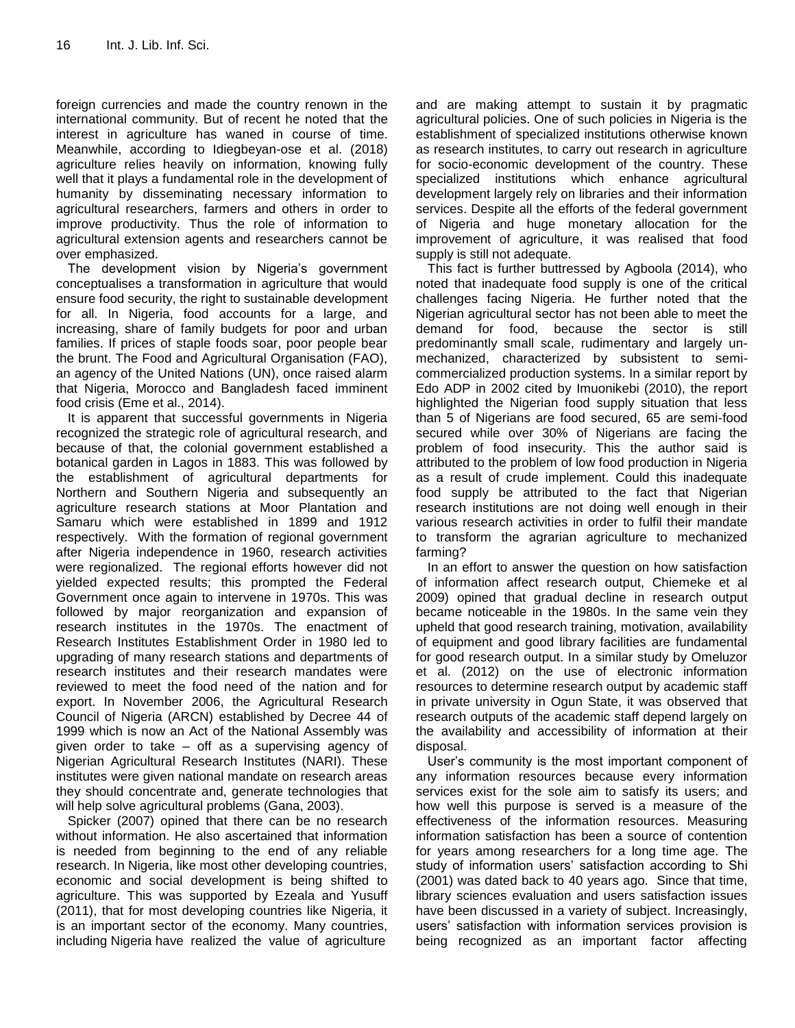foreign currencies and made the country renown in the international community. But of recent he noted that the interest in agriculture has waned in course of time. Meanwhile, according to Idiegbeyan-ose et al. (2018) agriculture relies heavily on information, knowing fully well that it plays a fundamental role in the development of humanity by disseminating necessary information to agricultural researchers, farmers and others in order to improve productivity. Thus the role of information to agricultural extension agents and researchers cannot be over emphasized.

The development vision by Nigeria's government conceptualises a transformation in agriculture that would ensure food security, the right to sustainable development for all. In Nigeria, food accounts for a large, and increasing, share of family budgets for poor and urban families. If prices of staple foods soar, poor people bear the brunt. The Food and Agricultural Organisation (FAO), an agency of the United Nations (UN), once raised alarm that Nigeria, Morocco and Bangladesh faced imminent food crisis (Eme et al., 2014).

It is apparent that successful governments in Nigeria recognized the strategic role of agricultural research, and because of that, the colonial government established a botanical garden in Lagos in 1883. This was followed by the establishment of agricultural departments for Northern and Southern Nigeria and subsequently an agriculture research stations at Moor Plantation and Samaru which were established in 1899 and 1912 respectively. With the formation of regional government after Nigeria independence in 1960, research activities were regionalized. The regional efforts however did not yielded expected results; this prompted the Federal Government once again to intervene in 1970s. This was followed by major reorganization and expansion of research institutes in the 1970s. The enactment of Research Institutes Establishment Order in 1980 led to upgrading of many research stations and departments of research institutes and their research mandates were reviewed to meet the food need of the nation and for export. In November 2006, the Agricultural Research Council of Nigeria (ARCN) established by Decree 44 of 1999 which is now an Act of the National Assembly was given order to take – off as a supervising agency of Nigerian Agricultural Research Institutes (NARI). These institutes were given national mandate on research areas they should concentrate and, generate technologies that will help solve agricultural problems (Gana, 2003).

Spicker (2007) opined that there can be no research without information. He also ascertained that information is needed from beginning to the end of any reliable research. In Nigeria, like most other developing countries, economic and social development is being shifted to agriculture. This was supported by Ezeala and Yusuff (2011), that for most developing countries like Nigeria, it is an important sector of the economy. Many countries, including Nigeria have realized the value of agriculture and are making attempt to sustain it by pragmatic agricultural policies. One of such policies in Nigeria is the establishment of specialized institutions otherwise known as research institutes, to carry out research in agriculture for socio-economic development of the country. These specialized institutions which enhance agricultural development largely rely on libraries and their information services. Despite all the efforts of the federal government of Nigeria and huge monetary allocation for the improvement of agriculture, it was realised that food supply is still not adequate.

This fact is further buttressed by Agboola (2014), who noted that inadequate food supply is one of the critical challenges facing Nigeria. He further noted that the Nigerian agricultural sector has not been able to meet the demand for food, because the sector is still predominantly small scale, rudimentary and largely un-mechanized, characterized by subsistent to semi-commercialized production systems. In a similar report by Edo ADP in 2002 cited by Imuonikebi (2010), the report highlighted the Nigerian food supply situation that less than 5 of Nigerians are food secured, 65 are semi-food secured while over 30% of Nigerians are facing the problem of food insecurity. This the author said is attributed to the problem of low food production in Nigeria as a result of crude implement. Could this inadequate food supply be attributed to the fact that Nigerian research institutions are not doing well enough in their various research activities in order to fulfil their mandate to transform the agrarian agriculture to mechanized farming?

In an effort to answer the question on how satisfaction of information affect research output, Chiemeke et al 2009) opined that gradual decline in research output became noticeable in the 1980s. In the same vein they upheld that good research training, motivation, availability of equipment and good library facilities are fundamental for good research output. In a similar study by Omeluzor et al. (2012) on the use of electronic information resources to determine research output by academic staff in private university in Ogun State, it was observed that research outputs of the academic staff depend largely on the availability and accessibility of information at their disposal.

User's community is the most important component of any information resources because every information services exist for the sole aim to satisfy its users; and how well this purpose is served is a measure of the effectiveness of the information resources. Measuring information satisfaction has been a source of contention for years among researchers for a long time age. The study of information users' satisfaction according to Shi (2001) was dated back to 40 years ago. Since that time, library sciences evaluation and users satisfaction issues have been discussed in a variety of subject. Increasingly, users' satisfaction with information services provision is being recognized as an important factor affecting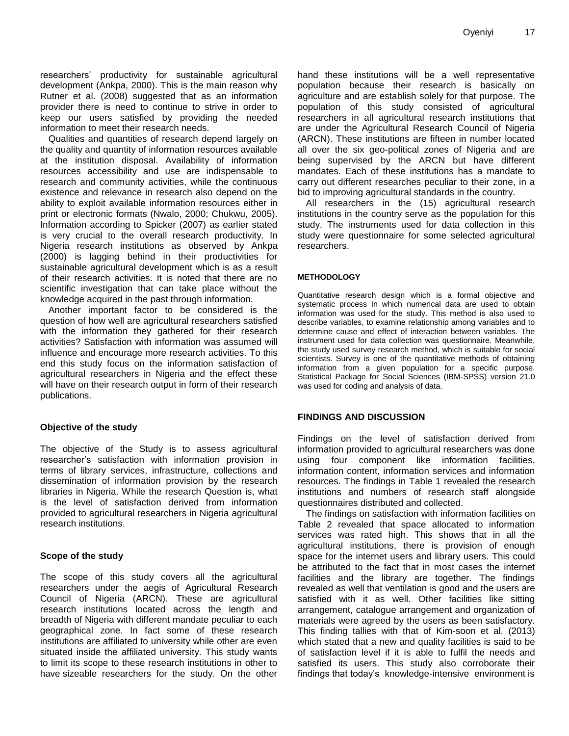researchers' productivity for sustainable agricultural development (Ankpa, 2000). This is the main reason why Rutner et al. (2008) suggested that as an information provider there is need to continue to strive in order to keep our users satisfied by providing the needed information to meet their research needs.

Qualities and quantities of research depend largely on the quality and quantity of information resources available at the institution disposal. Availability of information resources accessibility and use are indispensable to research and community activities, while the continuous existence and relevance in research also depend on the ability to exploit available information resources either in print or electronic formats (Nwalo, 2000; Chukwu, 2005). Information according to Spicker (2007) as earlier stated is very crucial to the overall research productivity. In Nigeria research institutions as observed by Ankpa (2000) is lagging behind in their productivities for sustainable agricultural development which is as a result of their research activities. It is noted that there are no scientific investigation that can take place without the knowledge acquired in the past through information.

Another important factor to be considered is the question of how well are agricultural researchers satisfied with the information they gathered for their research activities? Satisfaction with information was assumed will influence and encourage more research activities. To this end this study focus on the information satisfaction of agricultural researchers in Nigeria and the effect these will have on their research output in form of their research publications.

### Objective of the study

The objective of the Study is to assess agricultural researcher's satisfaction with information provision in terms of library services, infrastructure, collections and dissemination of information provision by the research libraries in Nigeria. While the research Question is, what is the level of satisfaction derived from information provided to agricultural researchers in Nigeria agricultural research institutions.

### Scope of the study

The scope of this study covers all the agricultural researchers under the aegis of Agricultural Research Council of Nigeria (ARCN). These are agricultural research institutions located across the length and breadth of Nigeria with different mandate peculiar to each geographical zone. In fact some of these research institutions are affiliated to university while other are even situated inside the affiliated university. This study wants to limit its scope to these research institutions in other to have sizeable researchers for the study. On the other hand these institutions will be a well representative population because their research is basically on agriculture and are establish solely for that purpose. The population of this study consisted of agricultural researchers in all agricultural research institutions that are under the Agricultural Research Council of Nigeria (ARCN). These institutions are fifteen in number located all over the six geo-political zones of Nigeria and are being supervised by the ARCN but have different mandates. Each of these institutions has a mandate to carry out different researches peculiar to their zone, in a bid to improving agricultural standards in the country.

All researchers in the (15) agricultural research institutions in the country serve as the population for this study. The instruments used for data collection in this study were questionnaire for some selected agricultural researchers.

## METHODOLOGY

Quantitative research design which is a formal objective and systematic process in which numerical data are used to obtain information was used for the study. This method is also used to describe variables, to examine relationship among variables and to determine cause and effect of interaction between variables. The instrument used for data collection was questionnaire. Meanwhile, the study used survey research method, which is suitable for social scientists. Survey is one of the quantitative methods of obtaining information from a given population for a specific purpose. Statistical Package for Social Sciences (IBM-SPSS) version 21.0 was used for coding and analysis of data.

## FINDINGS AND DISCUSSION

Findings on the level of satisfaction derived from information provided to agricultural researchers was done using four component like information facilities, information content, information services and information resources. The findings in Table 1 revealed the research institutions and numbers of research staff alongside questionnaires distributed and collected.

The findings on satisfaction with information facilities on Table 2 revealed that space allocated to information services was rated high. This shows that in all the agricultural institutions, there is provision of enough space for the internet users and library users. This could be attributed to the fact that in most cases the internet facilities and the library are together. The findings revealed as well that ventilation is good and the users are satisfied with it as well. Other facilities like sitting arrangement, catalogue arrangement and organization of materials were agreed by the users as been satisfactory. This finding tallies with that of Kim-soon et al. (2013) which stated that a new and quality facilities is said to be of satisfaction level if it is able to fulfil the needs and satisfied its users. This study also corroborate their findings that today's knowledge-intensive environment is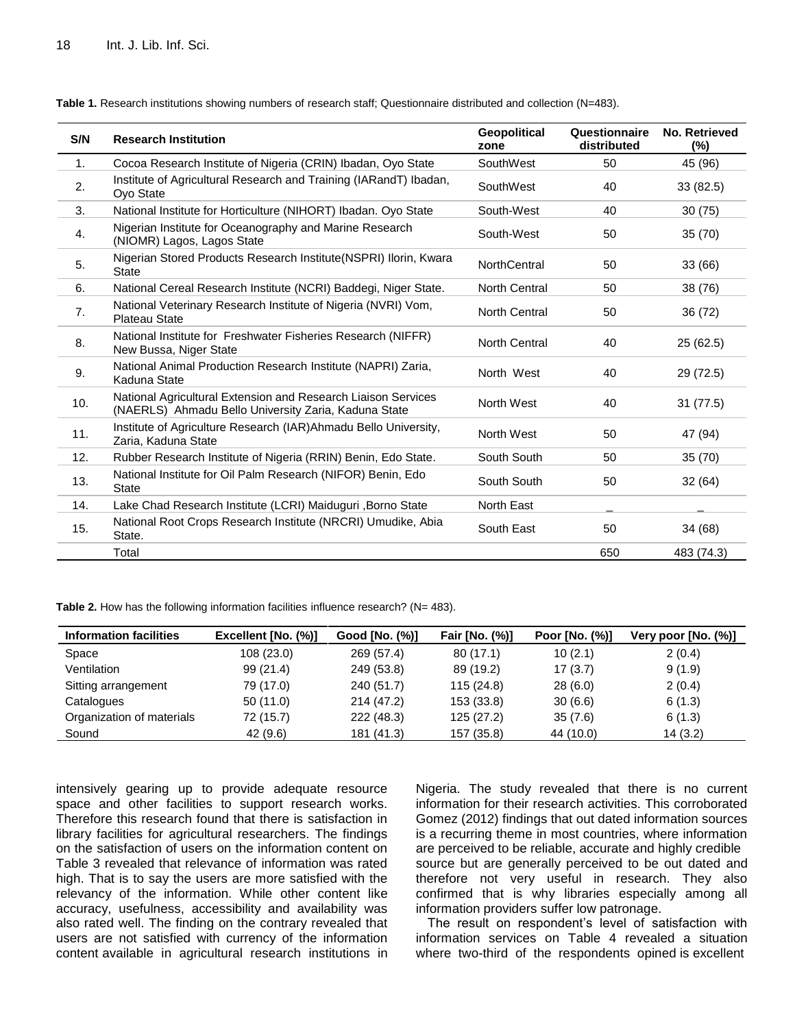**Table 1.** Research institutions showing numbers of research staff; Questionnaire distributed and collection (N=483).

| S/N | Research Institution | Geopolitical zone | Questionnaire distributed | No. Retrieved (%) |
|---|---|---|---|---|
| 1. | Cocoa Research Institute of Nigeria (CRIN) Ibadan, Oyo State | SouthWest | 50 | 45 (96) |
| 2. | Institute of Agricultural Research and Training (IARandT) Ibadan, Oyo State | SouthWest | 40 | 33 (82.5) |
| 3. | National Institute for Horticulture (NIHORT) Ibadan. Oyo State | South-West | 40 | 30 (75) |
| 4. | Nigerian Institute for Oceanography and Marine Research (NIOMR) Lagos, Lagos State | South-West | 50 | 35 (70) |
| 5. | Nigerian Stored Products Research Institute(NSPRI) Ilorin, Kwara State | NorthCentral | 50 | 33 (66) |
| 6. | National Cereal Research Institute (NCRI) Baddegi, Niger State. | North Central | 50 | 38 (76) |
| 7. | National Veterinary Research Institute of Nigeria (NVRI) Vom, Plateau State | North Central | 50 | 36 (72) |
| 8. | National Institute for Freshwater Fisheries Research (NIFFR) New Bussa, Niger State | North Central | 40 | 25 (62.5) |
| 9. | National Animal Production Research Institute (NAPRI) Zaria, Kaduna State | North West | 40 | 29 (72.5) |
| 10. | National Agricultural Extension and Research Liaison Services (NAERLS) Ahmadu Bello University Zaria, Kaduna State | North West | 40 | 31 (77.5) |
| 11. | Institute of Agriculture Research (IAR)Ahmadu Bello University, Zaria, Kaduna State | North West | 50 | 47 (94) |
| 12. | Rubber Research Institute of Nigeria (RRIN) Benin, Edo State. | South South | 50 | 35 (70) |
| 13. | National Institute for Oil Palm Research (NIFOR) Benin, Edo State | South South | 50 | 32 (64) |
| 14. | Lake Chad Research Institute (LCRI) Maiduguri ,Borno State | North East | _ | _ |
| 15. | National Root Crops Research Institute (NRCRI) Umudike, Abia State. | South East | 50 | 34 (68) |
| | Total | | 650 | 483 (74.3) |

**Table 2.** How has the following information facilities influence research? (N= 483).

| Information facilities | Excellent [No. (%)] | Good [No. (%)] | Fair [No. (%)] | Poor [No. (%)] | Very poor [No. (%)] |
|---|---|---|---|---|---|
| Space | 108 (23.0) | 269 (57.4) | 80 (17.1) | 10 (2.1) | 2 (0.4) |
| Ventilation | 99 (21.4) | 249 (53.8) | 89 (19.2) | 17 (3.7) | 9 (1.9) |
| Sitting arrangement | 79 (17.0) | 240 (51.7) | 115 (24.8) | 28 (6.0) | 2 (0.4) |
| Catalogues | 50 (11.0) | 214 (47.2) | 153 (33.8) | 30 (6.6) | 6 (1.3) |
| Organization of materials | 72 (15.7) | 222 (48.3) | 125 (27.2) | 35 (7.6) | 6 (1.3) |
| Sound | 42 (9.6) | 181 (41.3) | 157 (35.8) | 44 (10.0) | 14 (3.2) |

intensively gearing up to provide adequate resource space and other facilities to support research works. Therefore this research found that there is satisfaction in library facilities for agricultural researchers. The findings on the satisfaction of users on the information content on Table 3 revealed that relevance of information was rated high. That is to say the users are more satisfied with the relevancy of the information. While other content like accuracy, usefulness, accessibility and availability was also rated well. The finding on the contrary revealed that users are not satisfied with currency of the information content available in agricultural research institutions in Nigeria. The study revealed that there is no current information for their research activities. This corroborated Gomez (2012) findings that out dated information sources is a recurring theme in most countries, where information are perceived to be reliable, accurate and highly credible source but are generally perceived to be out dated and therefore not very useful in research. They also confirmed that is why libraries especially among all information providers suffer low patronage.

The result on respondent's level of satisfaction with information services on Table 4 revealed a situation where two-third of the respondents opined is excellent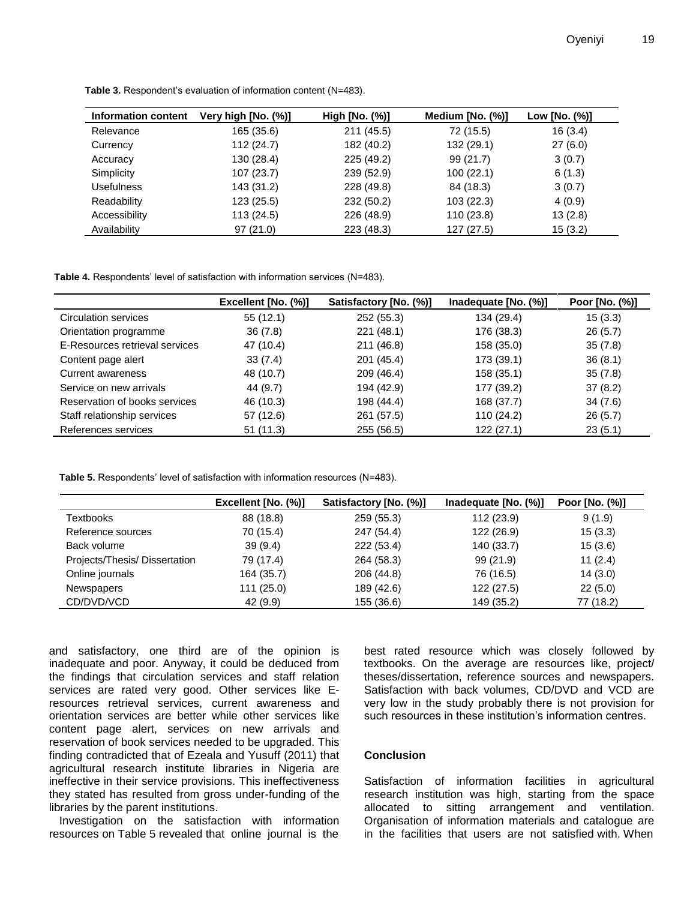**Table 3.** Respondent's evaluation of information content (N=483).

| Information content | Very high [No. (%)] | High [No. (%)] | Medium [No. (%)] | Low [No. (%)] |
|---|---|---|---|---|
| Relevance | 165 (35.6) | 211 (45.5) | 72 (15.5) | 16 (3.4) |
| Currency | 112 (24.7) | 182 (40.2) | 132 (29.1) | 27 (6.0) |
| Accuracy | 130 (28.4) | 225 (49.2) | 99 (21.7) | 3 (0.7) |
| Simplicity | 107 (23.7) | 239 (52.9) | 100 (22.1) | 6 (1.3) |
| Usefulness | 143 (31.2) | 228 (49.8) | 84 (18.3) | 3 (0.7) |
| Readability | 123 (25.5) | 232 (50.2) | 103 (22.3) | 4 (0.9) |
| Accessibility | 113 (24.5) | 226 (48.9) | 110 (23.8) | 13 (2.8) |
| Availability | 97 (21.0) | 223 (48.3) | 127 (27.5) | 15 (3.2) |

**Table 4.** Respondents' level of satisfaction with information services (N=483).

| | Excellent [No. (%)] | Satisfactory [No. (%)] | Inadequate [No. (%)] | Poor [No. (%)] |
|---|---|---|---|---|
| Circulation services | 55 (12.1) | 252 (55.3) | 134 (29.4) | 15 (3.3) |
| Orientation programme | 36 (7.8) | 221 (48.1) | 176 (38.3) | 26 (5.7) |
| E-Resources retrieval services | 47 (10.4) | 211 (46.8) | 158 (35.0) | 35 (7.8) |
| Content page alert | 33 (7.4) | 201 (45.4) | 173 (39.1) | 36 (8.1) |
| Current awareness | 48 (10.7) | 209 (46.4) | 158 (35.1) | 35 (7.8) |
| Service on new arrivals | 44 (9.7) | 194 (42.9) | 177 (39.2) | 37 (8.2) |
| Reservation of books services | 46 (10.3) | 198 (44.4) | 168 (37.7) | 34 (7.6) |
| Staff relationship services | 57 (12.6) | 261 (57.5) | 110 (24.2) | 26 (5.7) |
| References services | 51 (11.3) | 255 (56.5) | 122 (27.1) | 23 (5.1) |

**Table 5.** Respondents' level of satisfaction with information resources (N=483).

| | Excellent [No. (%)] | Satisfactory [No. (%)] | Inadequate [No. (%)] | Poor [No. (%)] |
|---|---|---|---|---|
| Textbooks | 88 (18.8) | 259 (55.3) | 112 (23.9) | 9 (1.9) |
| Reference sources | 70 (15.4) | 247 (54.4) | 122 (26.9) | 15 (3.3) |
| Back volume | 39 (9.4) | 222 (53.4) | 140 (33.7) | 15 (3.6) |
| Projects/Thesis/ Dissertation | 79 (17.4) | 264 (58.3) | 99 (21.9) | 11 (2.4) |
| Online journals | 164 (35.7) | 206 (44.8) | 76 (16.5) | 14 (3.0) |
| Newspapers | 111 (25.0) | 189 (42.6) | 122 (27.5) | 22 (5.0) |
| CD/DVD/VCD | 42 (9.9) | 155 (36.6) | 149 (35.2) | 77 (18.2) |

and satisfactory, one third are of the opinion is inadequate and poor. Anyway, it could be deduced from the findings that circulation services and staff relation services are rated very good. Other services like E-resources retrieval services, current awareness and orientation services are better while other services like content page alert, services on new arrivals and reservation of book services needed to be upgraded. This finding contradicted that of Ezeala and Yusuff (2011) that agricultural research institute libraries in Nigeria are ineffective in their service provisions. This ineffectiveness they stated has resulted from gross under-funding of the libraries by the parent institutions.

Investigation on the satisfaction with information resources on Table 5 revealed that online journal is the best rated resource which was closely followed by textbooks. On the average are resources like, project/ theses/dissertation, reference sources and newspapers. Satisfaction with back volumes, CD/DVD and VCD are very low in the study probably there is not provision for such resources in these institution's information centres.

## Conclusion

Satisfaction of information facilities in agricultural research institution was high, starting from the space allocated to sitting arrangement and ventilation. Organisation of information materials and catalogue are in the facilities that users are not satisfied with. When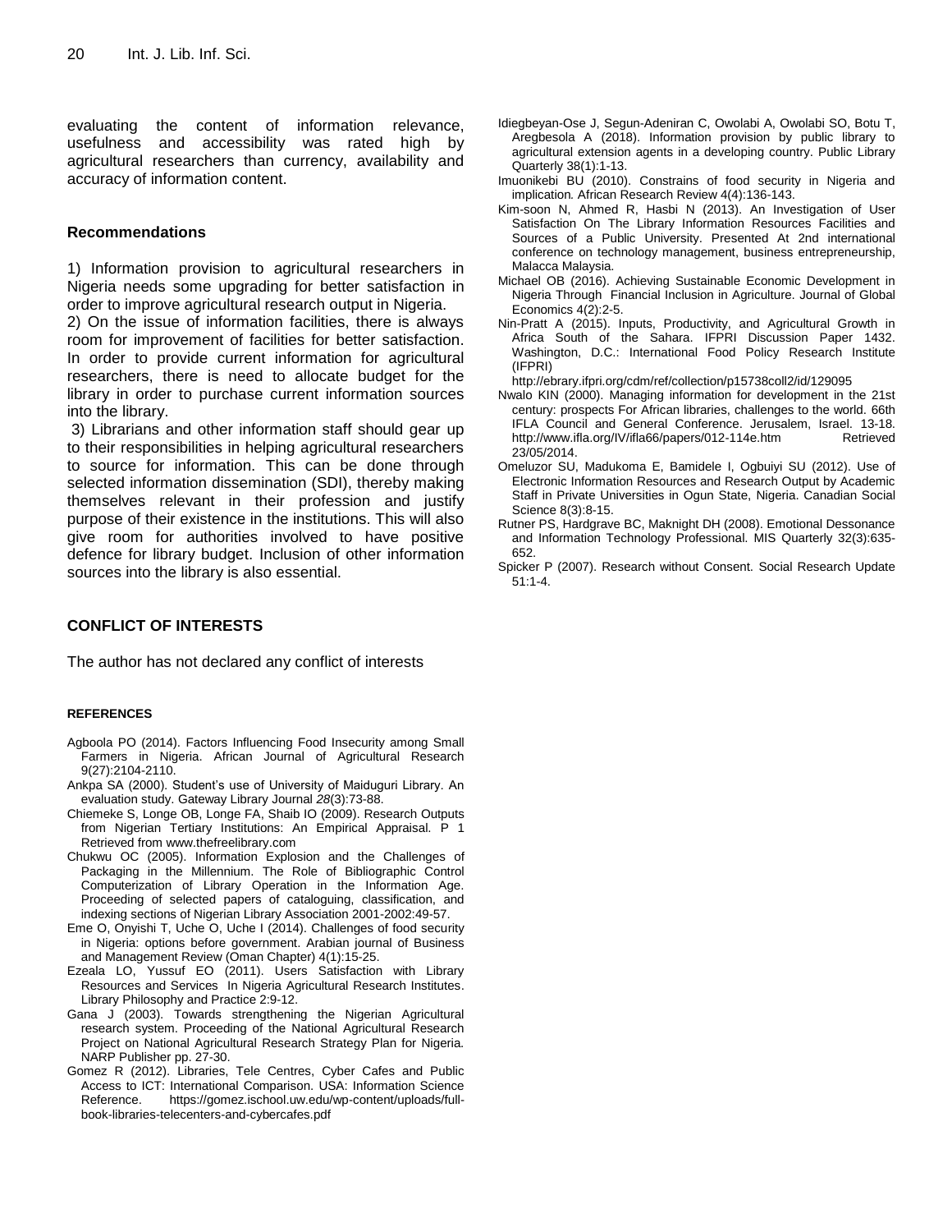evaluating the content of information relevance, usefulness and accessibility was rated high by agricultural researchers than currency, availability and accuracy of information content.

## Recommendations

1) Information provision to agricultural researchers in Nigeria needs some upgrading for better satisfaction in order to improve agricultural research output in Nigeria.

2) On the issue of information facilities, there is always room for improvement of facilities for better satisfaction. In order to provide current information for agricultural researchers, there is need to allocate budget for the library in order to purchase current information sources into the library.

3) Librarians and other information staff should gear up to their responsibilities in helping agricultural researchers to source for information. This can be done through selected information dissemination (SDI), thereby making themselves relevant in their profession and justify purpose of their existence in the institutions. This will also give room for authorities involved to have positive defence for library budget. Inclusion of other information sources into the library is also essential.

## CONFLICT OF INTERESTS

The author has not declared any conflict of interests

## REFERENCES

Agboola PO (2014). Factors Influencing Food Insecurity among Small Farmers in Nigeria. African Journal of Agricultural Research 9(27):2104-2110.

Ankpa SA (2000). Student's use of University of Maiduguri Library. An evaluation study. Gateway Library Journal *28*(3):73-88.

Chiemeke S, Longe OB, Longe FA, Shaib IO (2009). Research Outputs from Nigerian Tertiary Institutions: An Empirical Appraisal. P 1 Retrieved from www.thefreelibrary.com

Chukwu OC (2005). Information Explosion and the Challenges of Packaging in the Millennium. The Role of Bibliographic Control Computerization of Library Operation in the Information Age. Proceeding of selected papers of cataloguing, classification, and indexing sections of Nigerian Library Association 2001-2002:49-57.

Eme O, Onyishi T, Uche O, Uche I (2014). Challenges of food security in Nigeria: options before government. Arabian journal of Business and Management Review (Oman Chapter) 4(1):15-25.

Ezeala LO, Yussuf EO (2011). Users Satisfaction with Library Resources and Services In Nigeria Agricultural Research Institutes. Library Philosophy and Practice 2:9-12.

Gana J (2003). Towards strengthening the Nigerian Agricultural research system. Proceeding of the National Agricultural Research Project on National Agricultural Research Strategy Plan for Nigeria. NARP Publisher pp. 27-30.

Gomez R (2012). Libraries, Tele Centres, Cyber Cafes and Public Access to ICT: International Comparison. USA: Information Science Reference. https://gomez.ischool.uw.edu/wp-content/uploads/full-book-libraries-telecenters-and-cybercafes.pdf

Idiegbeyan-Ose J, Segun-Adeniran C, Owolabi A, Owolabi SO, Botu T, Aregbesola A (2018). Information provision by public library to agricultural extension agents in a developing country. Public Library Quarterly 38(1):1-13.

Imuonikebi BU (2010). Constrains of food security in Nigeria and implication. African Research Review 4(4):136-143.

Kim-soon N, Ahmed R, Hasbi N (2013). An Investigation of User Satisfaction On The Library Information Resources Facilities and Sources of a Public University. Presented At 2nd international conference on technology management, business entrepreneurship, Malacca Malaysia.

Michael OB (2016). Achieving Sustainable Economic Development in Nigeria Through Financial Inclusion in Agriculture. Journal of Global Economics 4(2):2-5.

Nin-Pratt A (2015). Inputs, Productivity, and Agricultural Growth in Africa South of the Sahara. IFPRI Discussion Paper 1432. Washington, D.C.: International Food Policy Research Institute (IFPRI) http://ebrary.ifpri.org/cdm/ref/collection/p15738coll2/id/129095

Nwalo KIN (2000). Managing information for development in the 21st century: prospects For African libraries, challenges to the world. 66th IFLA Council and General Conference. Jerusalem, Israel. 13-18. http://www.ifla.org/IV/ifla66/papers/012-114e.htm Retrieved 23/05/2014.

Omeluzor SU, Madukoma E, Bamidele I, Ogbuiyi SU (2012). Use of Electronic Information Resources and Research Output by Academic Staff in Private Universities in Ogun State, Nigeria. Canadian Social Science 8(3):8-15.

Rutner PS, Hardgrave BC, Maknight DH (2008). Emotional Dessonance and Information Technology Professional. MIS Quarterly 32(3):635-652.

Spicker P (2007). Research without Consent. Social Research Update 51:1-4.